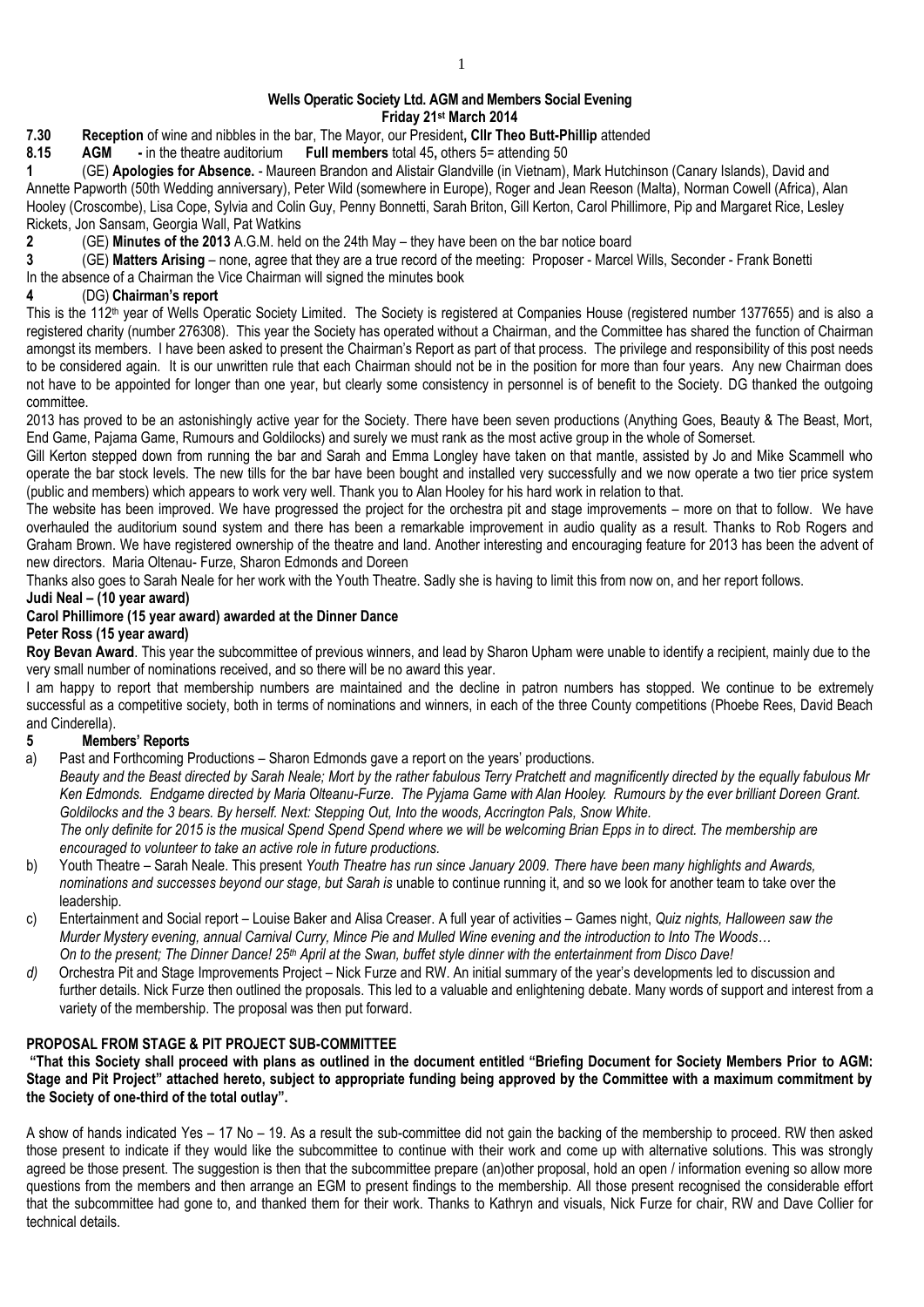**Wells Operatic Society Ltd. AGM and Members Social Evening**
**Friday 21st March 2014**

**7.30 Reception** of wine and nibbles in the bar, The Mayor, our President**, Cllr Theo Butt-Phillip** attended

**8.15 AGM -** in the theatre auditorium **Full members** total 45**,** others 5= attending 50

**1** (GE) **Apologies for Absence.** - Maureen Brandon and Alistair Glandville (in Vietnam), Mark Hutchinson (Canary Islands), David and Annette Papworth (50th Wedding anniversary), Peter Wild (somewhere in Europe), Roger and Jean Reeson (Malta), Norman Cowell (Africa), Alan Hooley (Croscombe), Lisa Cope, Sylvia and Colin Guy, Penny Bonnetti, Sarah Briton, Gill Kerton, Carol Phillimore, Pip and Margaret Rice, Lesley Rickets, Jon Sansam, Georgia Wall, Pat Watkins

**2** (GE) **Minutes of the 2013** A.G.M. held on the 24th May – they have been on the bar notice board

**3** (GE) **Matters Arising** – none, agree that they are a true record of the meeting: Proposer - Marcel Wills, Seconder - Frank Bonetti
In the absence of a Chairman the Vice Chairman will signed the minutes book

**4** (DG) **Chairman's report**

This is the 112th year of Wells Operatic Society Limited. The Society is registered at Companies House (registered number 1377655) and is also a registered charity (number 276308). This year the Society has operated without a Chairman, and the Committee has shared the function of Chairman amongst its members. I have been asked to present the Chairman's Report as part of that process. The privilege and responsibility of this post needs to be considered again. It is our unwritten rule that each Chairman should not be in the position for more than four years. Any new Chairman does not have to be appointed for longer than one year, but clearly some consistency in personnel is of benefit to the Society. DG thanked the outgoing committee.

2013 has proved to be an astonishingly active year for the Society. There have been seven productions (Anything Goes, Beauty & The Beast, Mort, End Game, Pajama Game, Rumours and Goldilocks) and surely we must rank as the most active group in the whole of Somerset.

Gill Kerton stepped down from running the bar and Sarah and Emma Longley have taken on that mantle, assisted by Jo and Mike Scammell who operate the bar stock levels. The new tills for the bar have been bought and installed very successfully and we now operate a two tier price system (public and members) which appears to work very well. Thank you to Alan Hooley for his hard work in relation to that.

The website has been improved. We have progressed the project for the orchestra pit and stage improvements – more on that to follow. We have overhauled the auditorium sound system and there has been a remarkable improvement in audio quality as a result. Thanks to Rob Rogers and Graham Brown. We have registered ownership of the theatre and land. Another interesting and encouraging feature for 2013 has been the advent of new directors. Maria Oltenau- Furze, Sharon Edmonds and Doreen

Thanks also goes to Sarah Neale for her work with the Youth Theatre. Sadly she is having to limit this from now on, and her report follows.

**Judi Neal – (10 year award)**

**Carol Phillimore (15 year award) awarded at the Dinner Dance**

**Peter Ross (15 year award)**

**Roy Bevan Award**. This year the subcommittee of previous winners, and lead by Sharon Upham were unable to identify a recipient, mainly due to the very small number of nominations received, and so there will be no award this year.

I am happy to report that membership numbers are maintained and the decline in patron numbers has stopped. We continue to be extremely successful as a competitive society, both in terms of nominations and winners, in each of the three County competitions (Phoebe Rees, David Beach and Cinderella).

**5 Members' Reports**

a) Past and Forthcoming Productions – Sharon Edmonds gave a report on the years' productions.
*Beauty and the Beast directed by Sarah Neale; Mort by the rather fabulous Terry Pratchett and magnificently directed by the equally fabulous Mr Ken Edmonds. Endgame directed by Maria Olteanu-Furze. The Pyjama Game with Alan Hooley. Rumours by the ever brilliant Doreen Grant. Goldilocks and the 3 bears. By herself. Next: Stepping Out, Into the woods, Accrington Pals, Snow White.*
*The only definite for 2015 is the musical Spend Spend Spend where we will be welcoming Brian Epps in to direct. The membership are encouraged to volunteer to take an active role in future productions.*

b) Youth Theatre – Sarah Neale. This present *Youth Theatre has run since January 2009. There have been many highlights and Awards, nominations and successes beyond our stage, but Sarah is* unable to continue running it, and so we look for another team to take over the leadership.

c) Entertainment and Social report – Louise Baker and Alisa Creaser. A full year of activities – Games night, *Quiz nights, Halloween saw the Murder Mystery evening, annual Carnival Curry, Mince Pie and Mulled Wine evening and the introduction to Into The Woods…*
*On to the present; The Dinner Dance! 25th April at the Swan, buffet style dinner with the entertainment from Disco Dave!*

*d)* Orchestra Pit and Stage Improvements Project – Nick Furze and RW. An initial summary of the year's developments led to discussion and further details. Nick Furze then outlined the proposals. This led to a valuable and enlightening debate. Many words of support and interest from a variety of the membership. The proposal was then put forward.

**PROPOSAL FROM STAGE & PIT PROJECT SUB-COMMITTEE**

**"That this Society shall proceed with plans as outlined in the document entitled "Briefing Document for Society Members Prior to AGM: Stage and Pit Project" attached hereto, subject to appropriate funding being approved by the Committee with a maximum commitment by the Society of one-third of the total outlay".**

A show of hands indicated Yes – 17 No – 19. As a result the sub-committee did not gain the backing of the membership to proceed. RW then asked those present to indicate if they would like the subcommittee to continue with their work and come up with alternative solutions. This was strongly agreed be those present. The suggestion is then that the subcommittee prepare (an)other proposal, hold an open / information evening so allow more questions from the members and then arrange an EGM to present findings to the membership. All those present recognised the considerable effort that the subcommittee had gone to, and thanked them for their work. Thanks to Kathryn and visuals, Nick Furze for chair, RW and Dave Collier for technical details.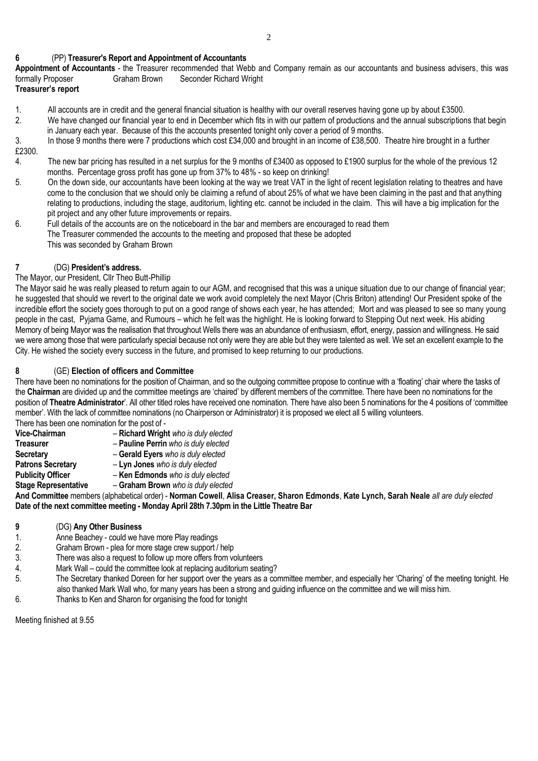**6** (PP) **Treasurer's Report and Appointment of Accountants**

**Appointment of Accountants** - the Treasurer recommended that Webb and Company remain as our accountants and business advisers, this was formally Proposer Graham Brown Seconder Richard Wright

**Treasurer's report**

1. All accounts are in credit and the general financial situation is healthy with our overall reserves having gone up by about £3500.
2. We have changed our financial year to end in December which fits in with our pattern of productions and the annual subscriptions that begin in January each year. Because of this the accounts presented tonight only cover a period of 9 months.
3. In those 9 months there were 7 productions which cost £34,000 and brought in an income of £38,500. Theatre hire brought in a further £2300.
4. The new bar pricing has resulted in a net surplus for the 9 months of £3400 as opposed to £1900 surplus for the whole of the previous 12 months. Percentage gross profit has gone up from 37% to 48% - so keep on drinking!
5. On the down side, our accountants have been looking at the way we treat VAT in the light of recent legislation relating to theatres and have come to the conclusion that we should only be claiming a refund of about 25% of what we have been claiming in the past and that anything relating to productions, including the stage, auditorium, lighting etc. cannot be included in the claim. This will have a big implication for the pit project and any other future improvements or repairs.
6. Full details of the accounts are on the noticeboard in the bar and members are encouraged to read them
   The Treasurer commended the accounts to the meeting and proposed that these be adopted
   This was seconded by Graham Brown

**7** (DG) **President's address.**

The Mayor, our President, Cllr Theo Butt-Phillip

The Mayor said he was really pleased to return again to our AGM, and recognised that this was a unique situation due to our change of financial year; he suggested that should we revert to the original date we work avoid completely the next Mayor (Chris Briton) attending! Our President spoke of the incredible effort the society goes thorough to put on a good range of shows each year, he has attended; Mort and was pleased to see so many young people in the cast, Pyjama Game, and Rumours – which he felt was the highlight. He is looking forward to Stepping Out next week. His abiding Memory of being Mayor was the realisation that throughout Wells there was an abundance of enthusiasm, effort, energy, passion and willingness. He said we were among those that were particularly special because not only were they are able but they were talented as well. We set an excellent example to the City. He wished the society every success in the future, and promised to keep returning to our productions.

**8** (GE) **Election of officers and Committee**

There have been no nominations for the position of Chairman, and so the outgoing committee propose to continue with a 'floating' chair where the tasks of the **Chairman** are divided up and the committee meetings are 'chaired' by different members of the committee. There have been no nominations for the position of **Theatre Administrator**'. All other titled roles have received one nomination. There have also been 5 nominations for the 4 positions of 'committee member'. With the lack of committee nominations (no Chairperson or Administrator) it is proposed we elect all 5 willing volunteers.

There has been one nomination for the post of -

**Vice-Chairman** – **Richard Wright** *who is duly elected*
**Treasurer** – **Pauline Perrin** *who is duly elected*
**Secretary** – **Gerald Eyers** *who is duly elected*
**Patrons Secretary** – **Lyn Jones** *who is duly elected*
**Publicity Officer** – **Ken Edmonds** *who is duly elected*
**Stage Representative** – **Graham Brown** *who is duly elected*

**And Committee** members (alphabetical order) - **Norman Cowell**, **Alisa Creaser, Sharon Edmonds**, **Kate Lynch, Sarah Neale** *all are duly elected*

**Date of the next committee meeting - Monday April 28th 7.30pm in the Little Theatre Bar**

**9** (DG) **Any Other Business**

1. Anne Beachey - could we have more Play readings
2. Graham Brown - plea for more stage crew support / help
3. There was also a request to follow up more offers from volunteers
4. Mark Wall – could the committee look at replacing auditorium seating?
5. The Secretary thanked Doreen for her support over the years as a committee member, and especially her 'Charing' of the meeting tonight. He also thanked Mark Wall who, for many years has been a strong and guiding influence on the committee and we will miss him.
6. Thanks to Ken and Sharon for organising the food for tonight

Meeting finished at 9.55